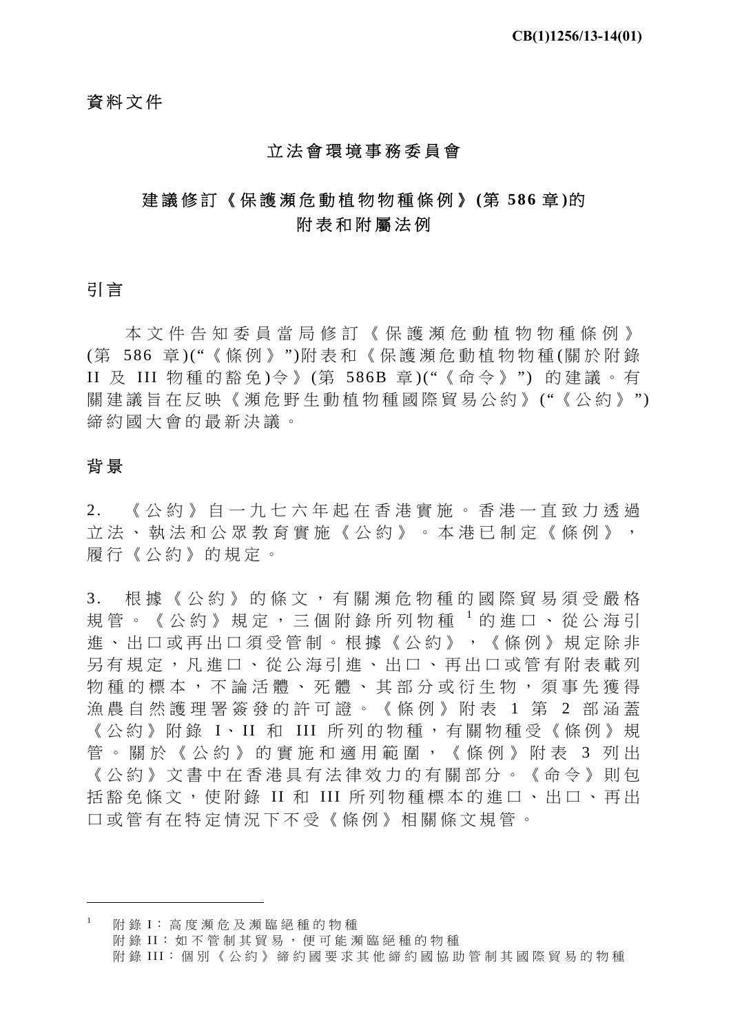**CB(1)1256/13-14(01)**

資料文件

## 立法會環境事務委員會

## 建議修訂《保護瀕危動植物物種條例》(第 586 章)的附表和附屬法例

## 引言

本文件告知委員當局修訂《保護瀕危動植物物種條例》(第 586 章)("《條例》")附表和《保護瀕危動植物物種(關於附錄 II 及 III 物種的豁免)令》(第 586B 章)("《命令》") 的建議。有關建議旨在反映《瀕危野生動植物種國際貿易公約》("《公約》")締約國大會的最新決議。

## 背景

2. 《公約》自一九七六年起在香港實施。香港一直致力透過立法、執法和公眾教育實施《公約》。本港已制定《條例》，履行《公約》的規定。

3. 根據《公約》的條文，有關瀕危物種的國際貿易須受嚴格規管。《公約》規定，三個附錄所列物種[1]的進口、從公海引進、出口或再出口須受管制。根據《公約》，《條例》規定除非另有規定，凡進口、從公海引進、出口、再出口或管有附表載列物種的標本，不論活體、死體、其部分或衍生物，須事先獲得漁農自然護理署簽發的許可證。《條例》附表 1 第 2 部涵蓋《公約》附錄 I、II 和 III 所列的物種，有關物種受《條例》規管。關於《公約》的實施和適用範圍，《條例》附表 3 列出《公約》文書中在香港具有法律效力的有關部分。《命令》則包括豁免條文，使附錄 II 和 III 所列物種標本的進口、出口、再出口或管有在特定情況下不受《條例》相關條文規管。

---

[1] 附錄 I：高度瀕危及瀕臨絕種的物種
附錄 II：如不管制其貿易，便可能瀕臨絕種的物種
附錄 III：個別《公約》締約國要求其他締約國協助管制其國際貿易的物種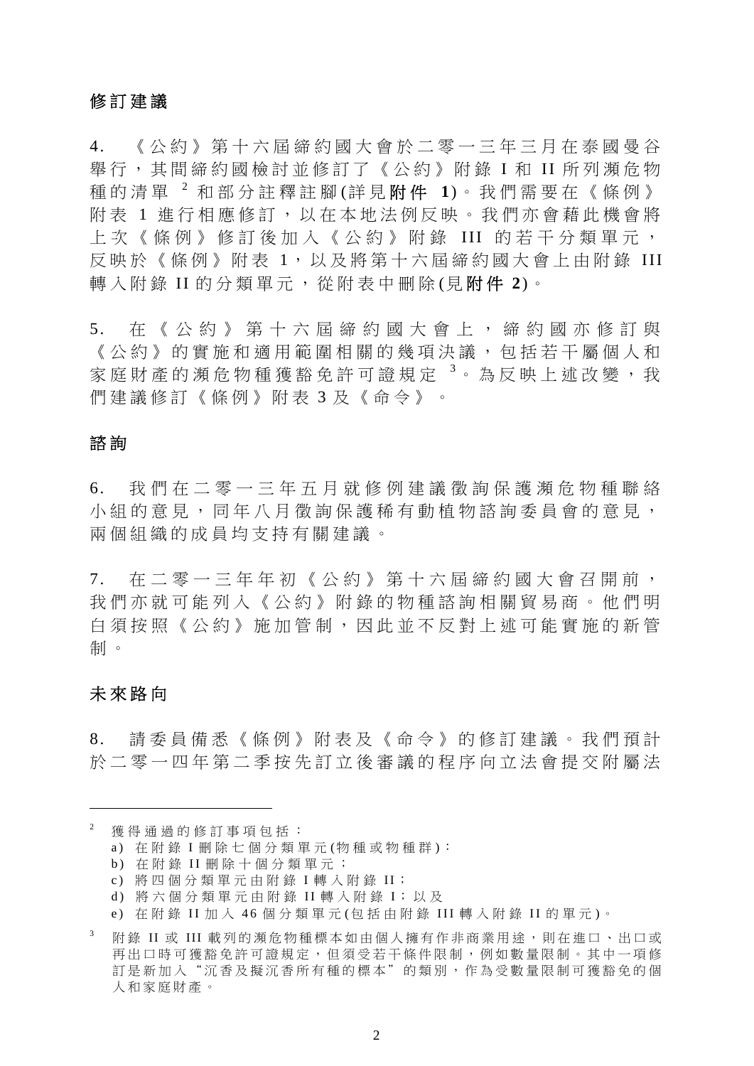## 修訂建議

4. 《公約》第十六屆締約國大會於二零一三年三月在泰國曼谷舉行，其間締約國檢討並修訂了《公約》附錄 I 和 II 所列瀕危物種的清單 [2] 和部分註釋註腳(詳見**附件 1**)。我們需要在《條例》附表 1 進行相應修訂，以在本地法例反映。我們亦會藉此機會將上次《條例》修訂後加入《公約》附錄 III 的若干分類單元，反映於《條例》附表 1，以及將第十六屆締約國大會上由附錄 III 轉入附錄 II 的分類單元，從附表中刪除(見**附件 2**)。

5. 在《公約》第十六屆締約國大會上，締約國亦修訂與《公約》的實施和適用範圍相關的幾項決議，包括若干屬個人和家庭財產的瀕危物種獲豁免許可證規定 [3]。為反映上述改變，我們建議修訂《條例》附表 3 及《命令》。

## 諮詢

6. 我們在二零一三年五月就修例建議徵詢保護瀕危物種聯絡小組的意見，同年八月徵詢保護稀有動植物諮詢委員會的意見，兩個組織的成員均支持有關建議。

7. 在二零一三年年初《公約》第十六屆締約國大會召開前，我們亦就可能列入《公約》附錄的物種諮詢相關貿易商。他們明白須按照《公約》施加管制，因此並不反對上述可能實施的新管制。

## 未來路向

8. 請委員備悉《條例》附表及《命令》的修訂建議。我們預計於二零一四年第二季按先訂立後審議的程序向立法會提交附屬法

---

[2] 獲得通過的修訂事項包括：
- a) 在附錄 I 刪除七個分類單元(物種或物種群)；
- b) 在附錄 II 刪除十個分類單元；
- c) 將四個分類單元由附錄 I 轉入附錄 II；
- d) 將六個分類單元由附錄 II 轉入附錄 I；以及
- e) 在附錄 II 加入 46 個分類單元(包括由附錄 III 轉入附錄 II 的單元)。

[3] 附錄 II 或 III 載列的瀕危物種標本如由個人擁有作非商業用途，則在進口、出口或再出口時可獲豁免許可證規定，但須受若干條件限制，例如數量限制。其中一項修訂是新加入"沉香及擬沉香所有種的標本"的類別，作為受數量限制可獲豁免的個人和家庭財產。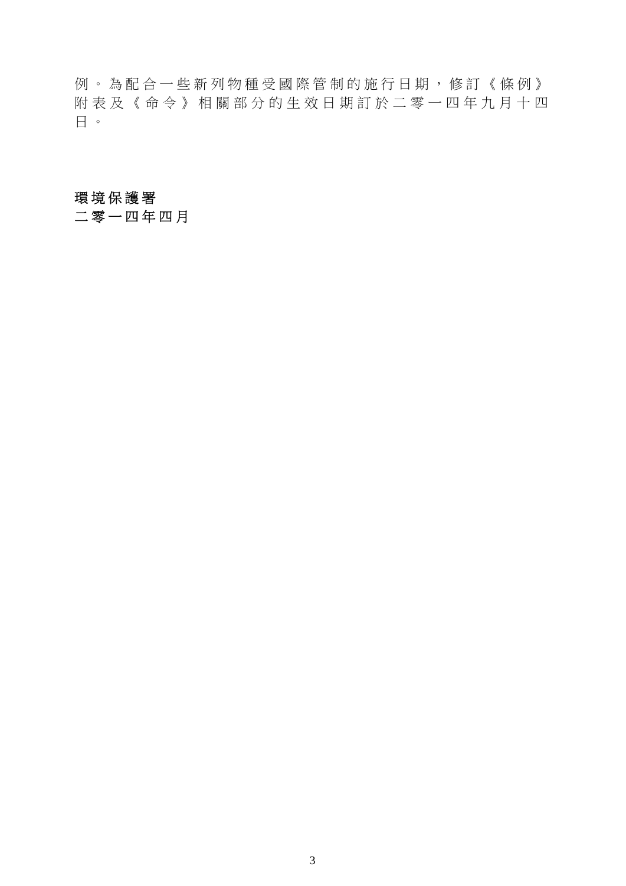例。為配合一些新列物種受國際管制的施行日期，修訂《條例》附表及《命令》相關部分的生效日期訂於二零一四年九月十四日。

**環境保護署**
**二零一四年四月**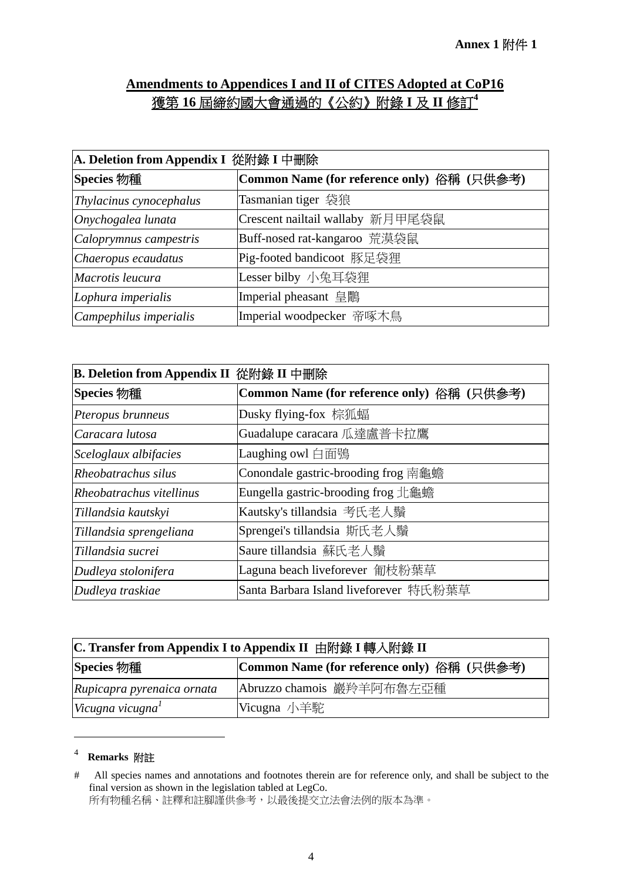**Annex 1 附件 1**

## Amendments to Appendices I and II of CITES Adopted at CoP16
## 獲第 16 屆締約國大會通過的《公約》附錄 I 及 II 修訂[4]

| A. Deletion from Appendix I 從附錄 I 中刪除 | |
|---|---|
| **Species 物種** | **Common Name (for reference only) 俗稱 (只供參考)** |
| *Thylacinus cynocephalus* | Tasmanian tiger 袋狼 |
| *Onychogalea lunata* | Crescent nailtail wallaby 新月甲尾袋鼠 |
| *Caloprymnus campestris* | Buff-nosed rat-kangaroo 荒漠袋鼠 |
| *Chaeropus ecaudatus* | Pig-footed bandicoot 豚足袋狸 |
| *Macrotis leucura* | Lesser bilby 小兔耳袋狸 |
| *Lophura imperialis* | Imperial pheasant 皇鷴 |
| *Campephilus imperialis* | Imperial woodpecker 帝啄木鳥 |

| B. Deletion from Appendix II 從附錄 II 中刪除 | |
|---|---|
| **Species 物種** | **Common Name (for reference only) 俗稱 (只供參考)** |
| *Pteropus brunneus* | Dusky flying-fox 棕狐蝠 |
| *Caracara lutosa* | Guadalupe caracara 瓜達盧普卡拉鷹 |
| *Sceloglaux albifacies* | Laughing owl 白面鴞 |
| *Rheobatrachus silus* | Conondale gastric-brooding frog 南龜蟾 |
| *Rheobatrachus vitellinus* | Eungella gastric-brooding frog 北龜蟾 |
| *Tillandsia kautskyi* | Kautsky's tillandsia 考氏老人鬚 |
| *Tillandsia sprengeliana* | Sprengei's tillandsia 斯氏老人鬚 |
| *Tillandsia sucrei* | Saure tillandsia 蘇氏老人鬚 |
| *Dudleya stolonifera* | Laguna beach liveforever 匍枝粉葉草 |
| *Dudleya traskiae* | Santa Barbara Island liveforever 特氏粉葉草 |

| C. Transfer from Appendix I to Appendix II 由附錄 I 轉入附錄 II | |
|---|---|
| **Species 物種** | **Common Name (for reference only) 俗稱 (只供參考)** |
| *Rupicapra pyrenaica ornata* | Abruzzo chamois 巖羚羊阿布魯左亞種 |
| *Vicugna vicugna*[1] | Vicugna 小羊駝 |

---

[4] **Remarks 附註**

\# All species names and annotations and footnotes therein are for reference only, and shall be subject to the final version as shown in the legislation tabled at LegCo.
所有物種名稱、註釋和註腳謹供參考，以最後提交立法會法例的版本為準。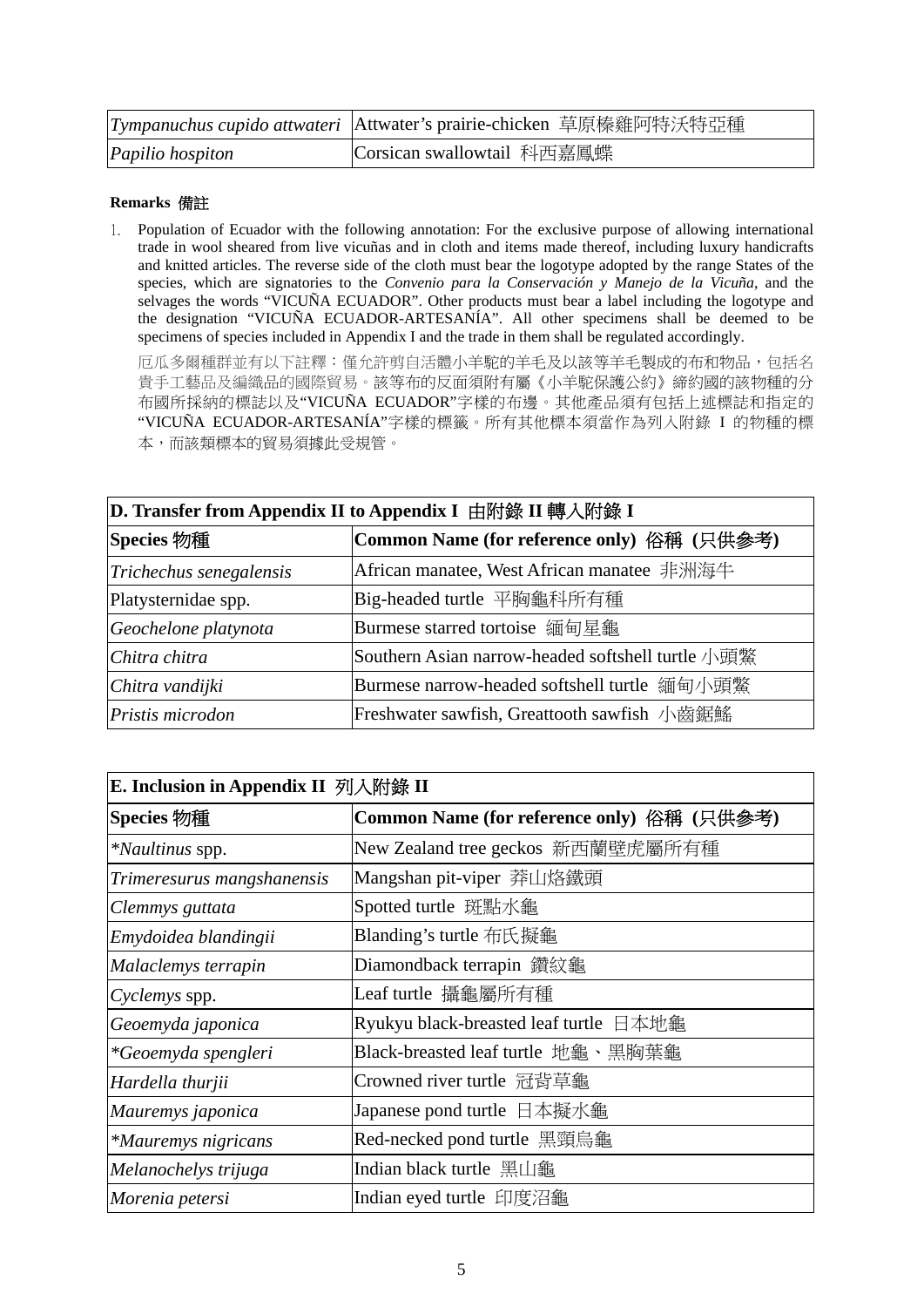| | |
|---|---|
| *Tympanuchus cupido attwateri* | Attwater's prairie-chicken 草原榛雞阿特沃特亞種 |
| *Papilio hospiton* | Corsican swallowtail 科西嘉鳳蝶 |

**Remarks 備註**

1. Population of Ecuador with the following annotation: For the exclusive purpose of allowing international trade in wool sheared from live vicuñas and in cloth and items made thereof, including luxury handicrafts and knitted articles. The reverse side of the cloth must bear the logotype adopted by the range States of the species, which are signatories to the *Convenio para la Conservación y Manejo de la Vicuña*, and the selvages the words "VICUÑA ECUADOR". Other products must bear a label including the logotype and the designation "VICUÑA ECUADOR-ARTESANÍA". All other specimens shall be deemed to be specimens of species included in Appendix I and the trade in them shall be regulated accordingly.

   厄瓜多爾種群並有以下註釋：僅允許剪自活體小羊駝的羊毛及以該等羊毛製成的布和物品，包括名貴手工藝品及編織品的國際貿易。該等布的反面須附有屬《小羊駝保護公約》締約國的該物種的分布國所採納的標誌以及"VICUÑA ECUADOR"字樣的布邊。其他產品須有包括上述標誌和指定的"VICUÑA ECUADOR-ARTESANÍA"字樣的標籤。所有其他標本須當作為列入附錄 I 的物種的標本，而該類標本的貿易須據此受規管。

| **D. Transfer from Appendix II to Appendix I 由附錄 II 轉入附錄 I** | |
|---|---|
| **Species 物種** | **Common Name (for reference only) 俗稱 (只供參考)** |
| *Trichechus senegalensis* | African manatee, West African manatee 非洲海牛 |
| Platysternidae spp. | Big-headed turtle 平胸龜科所有種 |
| *Geochelone platynota* | Burmese starred tortoise 緬甸星龜 |
| *Chitra chitra* | Southern Asian narrow-headed softshell turtle 小頭鱉 |
| *Chitra vandijki* | Burmese narrow-headed softshell turtle 緬甸小頭鱉 |
| *Pristis microdon* | Freshwater sawfish, Greattooth sawfish 小齒鋸鰩 |

| **E. Inclusion in Appendix II 列入附錄 II** | |
|---|---|
| **Species 物種** | **Common Name (for reference only) 俗稱 (只供參考)** |
| **Naultinus* spp. | New Zealand tree geckos 新西蘭壁虎屬所有種 |
| *Trimeresurus mangshanensis* | Mangshan pit-viper 莽山烙鐵頭 |
| *Clemmys guttata* | Spotted turtle 斑點水龜 |
| *Emydoidea blandingii* | Blanding's turtle 布氏擬龜 |
| *Malaclemys terrapin* | Diamondback terrapin 鑽紋龜 |
| *Cyclemys* spp. | Leaf turtle 攝龜屬所有種 |
| *Geoemyda japonica* | Ryukyu black-breasted leaf turtle 日本地龜 |
| **Geoemyda spengleri* | Black-breasted leaf turtle 地龜、黑胸葉龜 |
| *Hardella thurjii* | Crowned river turtle 冠背草龜 |
| *Mauremys japonica* | Japanese pond turtle 日本擬水龜 |
| **Mauremys nigricans* | Red-necked pond turtle 黑頸烏龜 |
| *Melanochelys trijuga* | Indian black turtle 黑山龜 |
| *Morenia petersi* | Indian eyed turtle 印度沼龜 |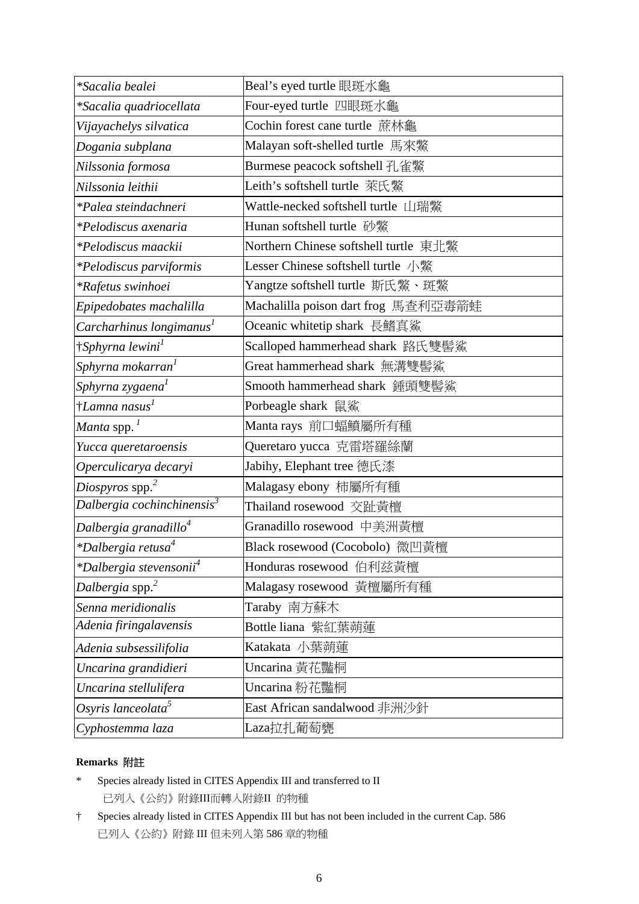| | |
|---|---|
| **Sacalia bealei* | Beal's eyed turtle 眼斑水龜 |
| **Sacalia quadriocellata* | Four-eyed turtle 四眼斑水龜 |
| *Vijayachelys silvatica* | Cochin forest cane turtle 蔗林龜 |
| *Dogania subplana* | Malayan soft-shelled turtle 馬來鱉 |
| *Nilssonia formosa* | Burmese peacock softshell 孔雀鱉 |
| *Nilssonia leithii* | Leith's softshell turtle 萊氏鱉 |
| **Palea steindachneri* | Wattle-necked softshell turtle 山瑞鱉 |
| **Pelodiscus axenaria* | Hunan softshell turtle 砂鱉 |
| **Pelodiscus maackii* | Northern Chinese softshell turtle 東北鱉 |
| **Pelodiscus parviformis* | Lesser Chinese softshell turtle 小鱉 |
| **Rafetus swinhoei* | Yangtze softshell turtle 斯氏鱉、斑鱉 |
| *Epipedobates machalilla* | Machalilla poison dart frog 馬查利亞毒箭蛙 |
| *Carcharhinus longimanus*[1] | Oceanic whitetip shark 長鰭真鯊 |
| †*Sphyrna lewini*[1] | Scalloped hammerhead shark 路氏雙髻鯊 |
| *Sphyrna mokarran*[1] | Great hammerhead shark 無溝雙髻鯊 |
| *Sphyrna zygaena*[1] | Smooth hammerhead shark 錘頭雙髻鯊 |
| †*Lamna nasus*[1] | Porbeagle shark 鼠鯊 |
| *Manta* spp.[1] | Manta rays 前口蝠鱝屬所有種 |
| *Yucca queretaroensis* | Queretaro yucca 克雷塔羅絲蘭 |
| *Operculicarya decaryi* | Jabihy, Elephant tree 德氏漆 |
| *Diospyros* spp.[2] | Malagasy ebony 柿屬所有種 |
| *Dalbergia cochinchinensis*[3] | Thailand rosewood 交趾黃檀 |
| *Dalbergia granadillo*[4] | Granadillo rosewood 中美洲黃檀 |
| **Dalbergia retusa*[4] | Black rosewood (Cocobolo) 微凹黃檀 |
| **Dalbergia stevensonii*[4] | Honduras rosewood 伯利玆黃檀 |
| *Dalbergia* spp.[2] | Malagasy rosewood 黃檀屬所有種 |
| *Senna meridionalis* | Taraby 南方蘇木 |
| *Adenia firingalavensis* | Bottle liana 紫紅葉蒴蓮 |
| *Adenia subsessilifolia* | Katakata 小葉蒴蓮 |
| *Uncarina grandidieri* | Uncarina 黃花黐桐 |
| *Uncarina stellulifera* | Uncarina 粉花黐桐 |
| *Osyris lanceolata*[5] | East African sandalwood 非洲沙針 |
| *Cyphostemma laza* | Laza拉扎葡萄甕 |

**Remarks 附註**

\* Species already listed in CITES Appendix III and transferred to II
已列入《公約》附錄III而轉入附錄II 的物種

† Species already listed in CITES Appendix III but has not been included in the current Cap. 586
已列入《公約》附錄 III 但未列入第 586 章的物種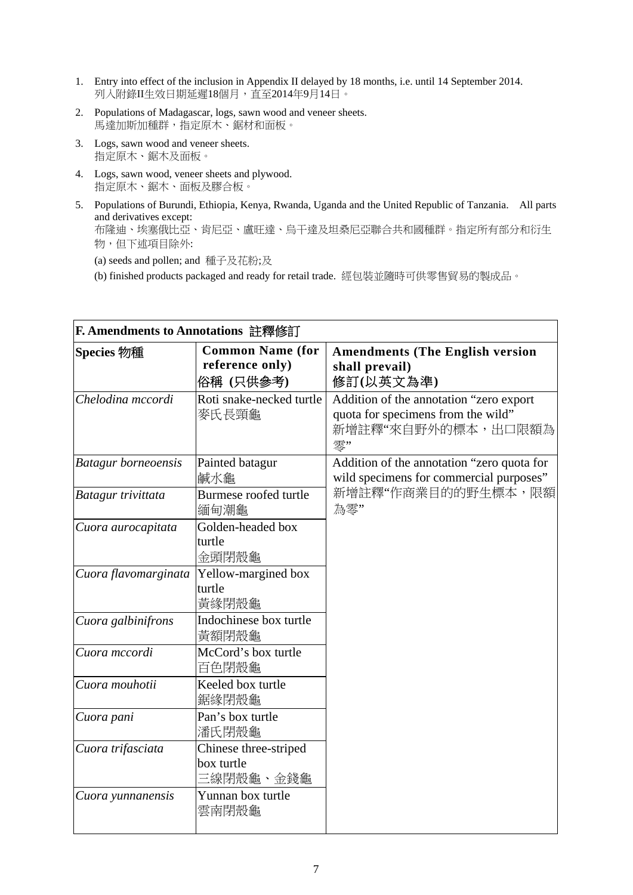1. Entry into effect of the inclusion in Appendix II delayed by 18 months, i.e. until 14 September 2014.
   列入附錄II生效日期延遲18個月，直至2014年9月14日。
2. Populations of Madagascar, logs, sawn wood and veneer sheets.
   馬達加斯加種群，指定原木、鋸材和面板。
3. Logs, sawn wood and veneer sheets.
   指定原木、鋸木及面板。
4. Logs, sawn wood, veneer sheets and plywood.
   指定原木、鋸木、面板及膠合板。
5. Populations of Burundi, Ethiopia, Kenya, Rwanda, Uganda and the United Republic of Tanzania. All parts and derivatives except:
   布隆迪、埃塞俄比亞、肯尼亞、盧旺達、烏干達及坦桑尼亞聯合共和國種群。指定所有部分和衍生物，但下述項目除外:

   (a) seeds and pollen; and 種子及花粉;及

   (b) finished products packaged and ready for retail trade. 經包裝並隨時可供零售貿易的製成品。

**F. Amendments to Annotations 註釋修訂**

| Species 物種 | Common Name (for reference only) 俗稱 (只供參考) | Amendments (The English version shall prevail) 修訂(以英文為準) |
|---|---|---|
| *Chelodina mccordi* | Roti snake-necked turtle 麥氏長頸龜 | Addition of the annotation "zero export quota for specimens from the wild" 新增註釋"來自野外的標本，出口限額為零" |
| *Batagur borneoensis* | Painted batagur 鹹水龜 | Addition of the annotation "zero quota for wild specimens for commercial purposes" 新增註釋"作商業目的的野生標本，限額為零" |
| *Batagur trivittata* | Burmese roofed turtle 緬甸潮龜 | |
| *Cuora aurocapitata* | Golden-headed box turtle 金頭閉殼龜 | |
| *Cuora flavomarginata* | Yellow-margined box turtle 黃緣閉殼龜 | |
| *Cuora galbinifrons* | Indochinese box turtle 黃額閉殼龜 | |
| *Cuora mccordi* | McCord's box turtle 百色閉殼龜 | |
| *Cuora mouhotii* | Keeled box turtle 鋸緣閉殼龜 | |
| *Cuora pani* | Pan's box turtle 潘氏閉殼龜 | |
| *Cuora trifasciata* | Chinese three-striped box turtle 三線閉殼龜、金錢龜 | |
| *Cuora yunnanensis* | Yunnan box turtle 雲南閉殼龜 | |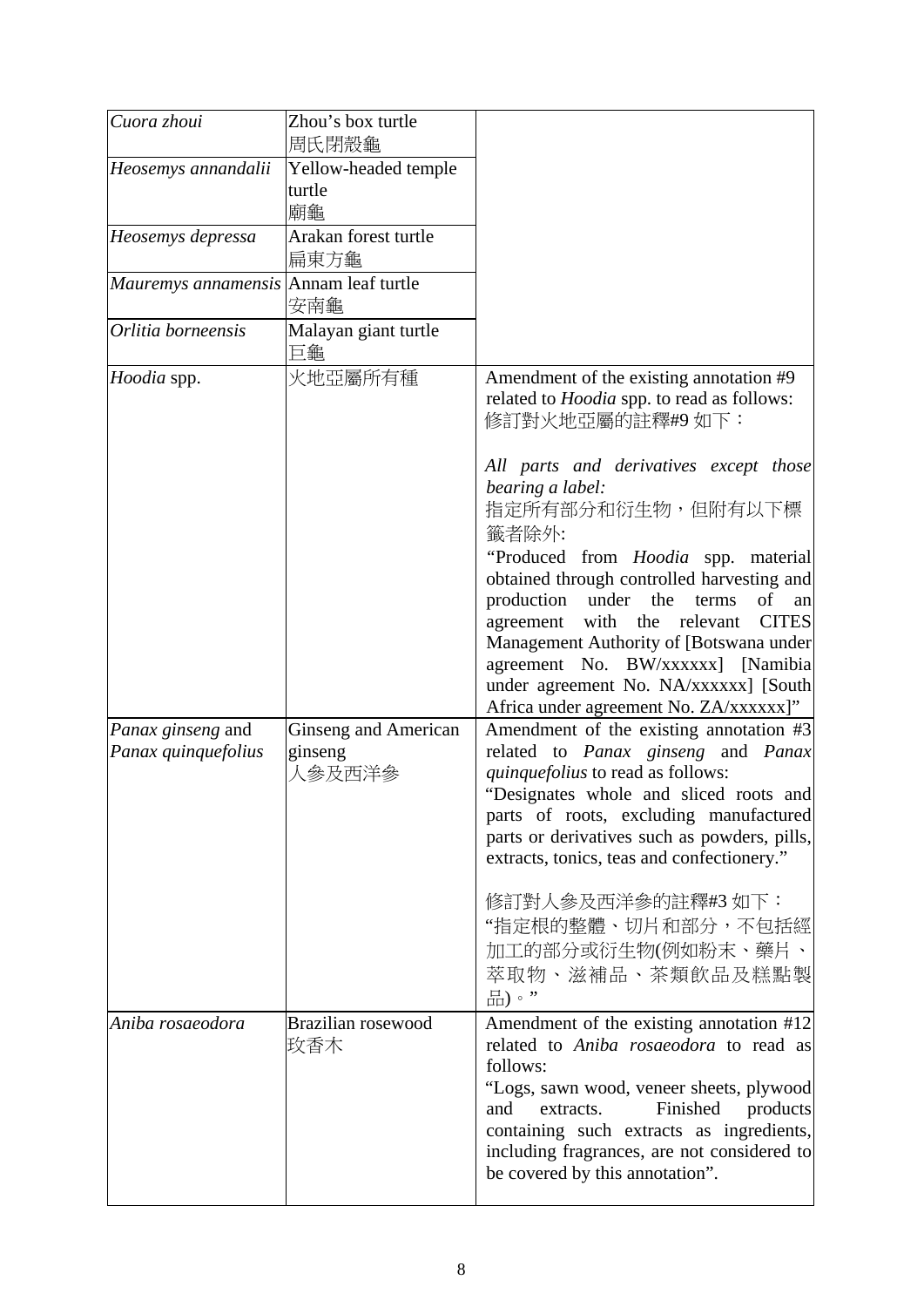| | | |
|---|---|---|
| *Cuora zhoui* | Zhou's box turtle<br>周氏閉殼龜 | |
| *Heosemys annandalii* | Yellow-headed temple turtle<br>廟龜 | |
| *Heosemys depressa* | Arakan forest turtle<br>扁東方龜 | |
| *Mauremys annamensis* | Annam leaf turtle<br>安南龜 | |
| *Orlitia borneensis* | Malayan giant turtle<br>巨龜 | |
| *Hoodia* spp. | 火地亞屬所有種 | Amendment of the existing annotation #9 related to *Hoodia* spp. to read as follows:<br>修訂對火地亞屬的註釋#9 如下：<br><br>*All parts and derivatives except those bearing a label:*<br>指定所有部分和衍生物，但附有以下標籤者除外:<br>"Produced from *Hoodia* spp. material obtained through controlled harvesting and production under the terms of an agreement with the relevant CITES Management Authority of [Botswana under agreement No. BW/xxxxxx] [Namibia under agreement No. NA/xxxxxx] [South Africa under agreement No. ZA/xxxxxx]" |
| *Panax ginseng* and *Panax quinquefolius* | Ginseng and American ginseng<br>人參及西洋參 | Amendment of the existing annotation #3 related to *Panax ginseng* and *Panax quinquefolius* to read as follows:<br>"Designates whole and sliced roots and parts of roots, excluding manufactured parts or derivatives such as powders, pills, extracts, tonics, teas and confectionery."<br><br>修訂對人參及西洋參的註釋#3 如下：<br>"指定根的整體、切片和部分，不包括經加工的部分或衍生物(例如粉末、藥片、萃取物、滋補品、茶類飲品及糕點製品)。" |
| *Aniba rosaeodora* | Brazilian rosewood<br>玫香木 | Amendment of the existing annotation #12 related to *Aniba rosaeodora* to read as follows:<br>"Logs, sawn wood, veneer sheets, plywood and extracts. Finished products containing such extracts as ingredients, including fragrances, are not considered to be covered by this annotation". |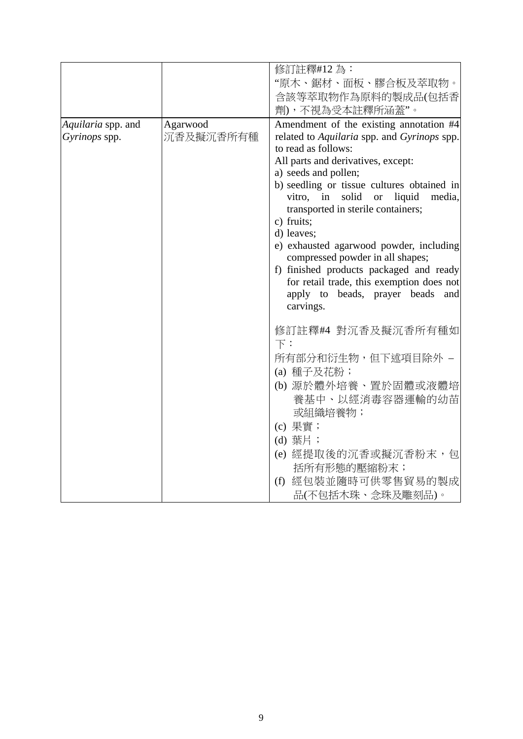| | | |
|---|---|---|
| | | 修訂註釋#12 為：<br>"原木、鋸材、面板、膠合板及萃取物。含該等萃取物作為原料的製成品(包括香劑)，不視為受本註釋所涵蓋"。 |
| *Aquilaria* spp. and *Gyrinops* spp. | Agarwood<br>沉香及擬沉香所有種 | Amendment of the existing annotation #4 related to *Aquilaria* spp. and *Gyrinops* spp. to read as follows:<br>All parts and derivatives, except:<br>a) seeds and pollen;<br>b) seedling or tissue cultures obtained in vitro, in solid or liquid media, transported in sterile containers;<br>c) fruits;<br>d) leaves;<br>e) exhausted agarwood powder, including compressed powder in all shapes;<br>f) finished products packaged and ready for retail trade, this exemption does not apply to beads, prayer beads and carvings.<br><br>修訂註釋#4 對沉香及擬沉香所有種如下：<br>所有部分和衍生物，但下述項目除外 –<br>(a) 種子及花粉；<br>(b) 源於體外培養、置於固體或液體培養基中、以經消毒容器運輸的幼苗或組織培養物；<br>(c) 果實；<br>(d) 葉片；<br>(e) 經提取後的沉香或擬沉香粉末，包括所有形態的壓縮粉末；<br>(f) 經包裝並隨時可供零售貿易的製成品(不包括木珠、念珠及雕刻品)。 |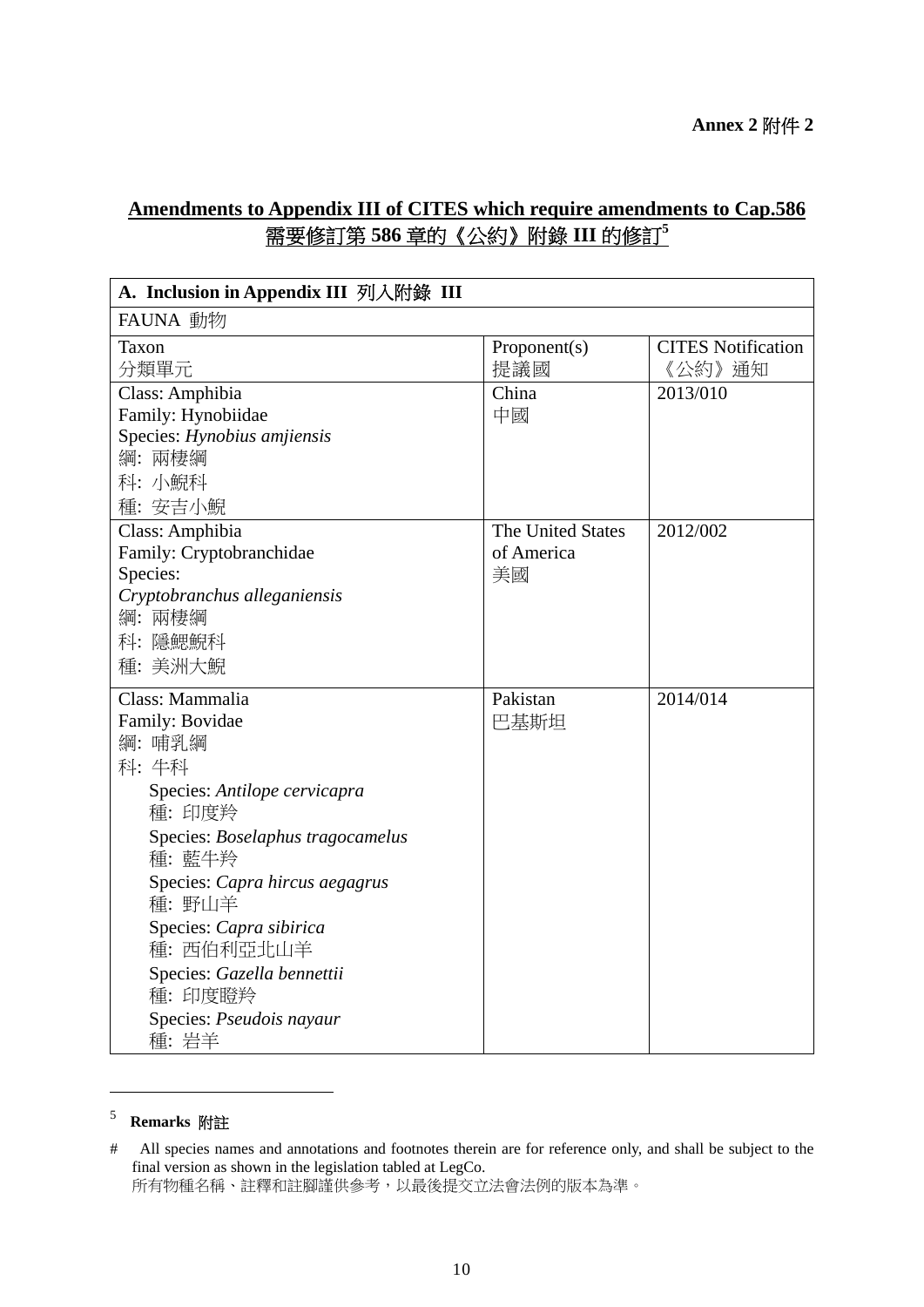**Annex 2 附件 2**

## Amendments to Appendix III of CITES which require amendments to Cap.586
## 需要修訂第 586 章的《公約》附錄 III 的修訂[5]

| **A. Inclusion in Appendix III 列入附錄 III** | | |
|---|---|---|
| FAUNA 動物 | | |
| Taxon<br>分類單元 | Proponent(s)<br>提議國 | CITES Notification<br>《公約》通知 |
| Class: Amphibia<br>Family: Hynobiidae<br>Species: *Hynobius amjiensis*<br>綱: 兩棲綱<br>科: 小鯢科<br>種: 安吉小鯢 | China<br>中國 | 2013/010 |
| Class: Amphibia<br>Family: Cryptobranchidae<br>Species:<br>*Cryptobranchus alleganiensis*<br>綱: 兩棲綱<br>科: 隱鰓鯢科<br>種: 美洲大鯢 | The United States of America<br>美國 | 2012/002 |
| Class: Mammalia<br>Family: Bovidae<br>綱: 哺乳綱<br>科: 牛科<br>Species: *Antilope cervicapra*<br>種: 印度羚<br>Species: *Boselaphus tragocamelus*<br>種: 藍牛羚<br>Species: *Capra hircus aegagrus*<br>種: 野山羊<br>Species: *Capra sibirica*<br>種: 西伯利亞北山羊<br>Species: *Gazella bennettii*<br>種: 印度瞪羚<br>Species: *Pseudois nayaur*<br>種: 岩羊 | Pakistan<br>巴基斯坦 | 2014/014 |

---

[5] **Remarks 附註**

\# All species names and annotations and footnotes therein are for reference only, and shall be subject to the final version as shown in the legislation tabled at LegCo.
所有物種名稱、註釋和註腳謹供參考，以最後提交立法會法例的版本為準。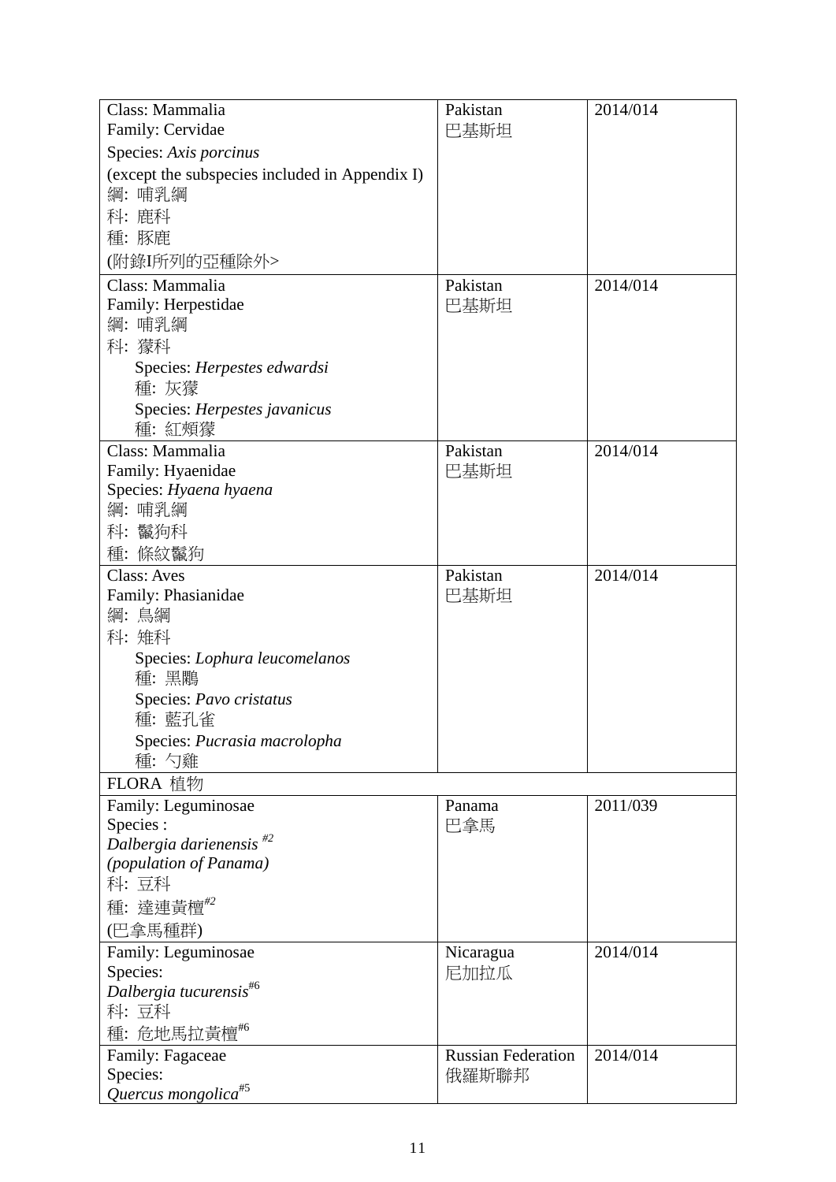| | | |
|---|---|---|
| Class: Mammalia<br>Family: Cervidae<br>Species: *Axis porcinus*<br>(except the subspecies included in Appendix I)<br>綱: 哺乳綱<br>科: 鹿科<br>種: 豚鹿<br>(附錄I所列的亞種除外> | Pakistan<br>巴基斯坦 | 2014/014 |
| Class: Mammalia<br>Family: Herpestidae<br>綱: 哺乳綱<br>科: 獴科<br>Species: *Herpestes edwardsi*<br>種: 灰獴<br>Species: *Herpestes javanicus*<br>種: 紅頰獴 | Pakistan<br>巴基斯坦 | 2014/014 |
| Class: Mammalia<br>Family: Hyaenidae<br>Species: *Hyaena hyaena*<br>綱: 哺乳綱<br>科: 鬣狗科<br>種: 條紋鬣狗 | Pakistan<br>巴基斯坦 | 2014/014 |
| Class: Aves<br>Family: Phasianidae<br>綱: 鳥綱<br>科: 雉科<br>Species: *Lophura leucomelanos*<br>種: 黑鷴<br>Species: *Pavo cristatus*<br>種: 藍孔雀<br>Species: *Pucrasia macrolopha*<br>種: 勺雞 | Pakistan<br>巴基斯坦 | 2014/014 |
| FLORA 植物 | | |
| Family: Leguminosae<br>Species :<br>*Dalbergia darienensis* #2<br>*(population of Panama)*<br>科: 豆科<br>種: 達連黃檀#2<br>(巴拿馬種群) | Panama<br>巴拿馬 | 2011/039 |
| Family: Leguminosae<br>Species:<br>*Dalbergia tucurensis*#6<br>科: 豆科<br>種: 危地馬拉黃檀#6 | Nicaragua<br>尼加拉瓜 | 2014/014 |
| Family: Fagaceae<br>Species:<br>*Quercus mongolica*#5 | Russian Federation<br>俄羅斯聯邦 | 2014/014 |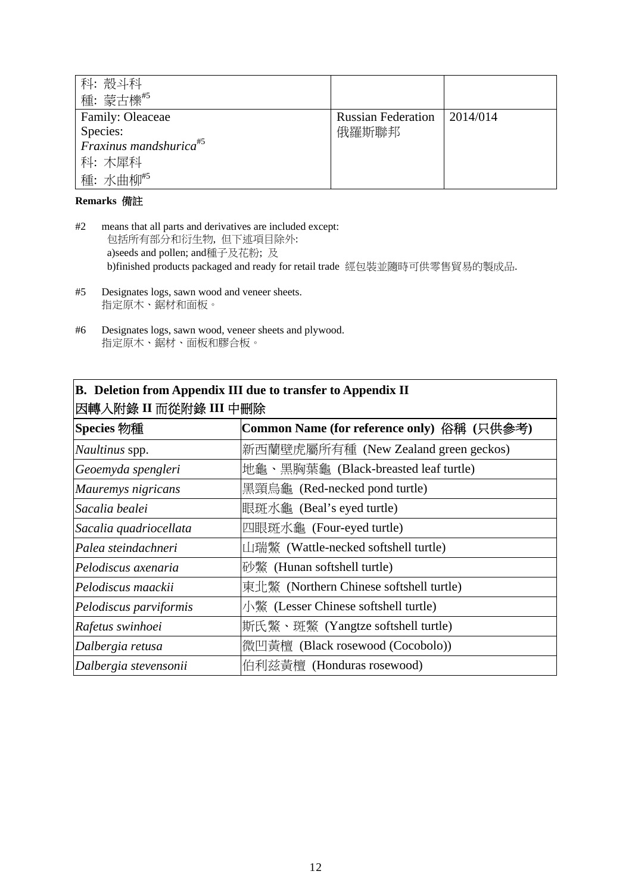| | | |
|---|---|---|
| 科: 殼斗科<br>種: 蒙古櫟#5 | | |
| Family: Oleaceae<br>Species:<br>*Fraxinus mandshurica*#5<br>科: 木犀科<br>種: 水曲柳#5 | Russian Federation<br>俄羅斯聯邦 | 2014/014 |

**Remarks 備註**

#2 means that all parts and derivatives are included except:
包括所有部分和衍生物, 但下述項目除外:
a)seeds and pollen; and種子及花粉; 及
b)finished products packaged and ready for retail trade 經包裝並隨時可供零售貿易的製成品.

#5 Designates logs, sawn wood and veneer sheets.
指定原木、鋸材和面板。

#6 Designates logs, sawn wood, veneer sheets and plywood.
指定原木、鋸材、面板和膠合板。

**B. Deletion from Appendix III due to transfer to Appendix II**
**因轉入附錄 II 而從附錄 III 中刪除**

| **Species 物種** | **Common Name (for reference only) 俗稱 (只供參考)** |
|---|---|
| *Naultinus* spp. | 新西蘭壁虎屬所有種 (New Zealand green geckos) |
| *Geoemyda spengleri* | 地龜、黑胸葉龜 (Black-breasted leaf turtle) |
| *Mauremys nigricans* | 黑頸烏龜 (Red-necked pond turtle) |
| *Sacalia bealei* | 眼斑水龜 (Beal's eyed turtle) |
| *Sacalia quadriocellata* | 四眼斑水龜 (Four-eyed turtle) |
| *Palea steindachneri* | 山瑞鱉 (Wattle-necked softshell turtle) |
| *Pelodiscus axenaria* | 砂鱉 (Hunan softshell turtle) |
| *Pelodiscus maackii* | 東北鱉 (Northern Chinese softshell turtle) |
| *Pelodiscus parviformis* | 小鱉 (Lesser Chinese softshell turtle) |
| *Rafetus swinhoei* | 斯氏鱉、斑鱉 (Yangtze softshell turtle) |
| *Dalbergia retusa* | 微凹黃檀 (Black rosewood (Cocobolo)) |
| *Dalbergia stevensonii* | 伯利茲黃檀 (Honduras rosewood) |